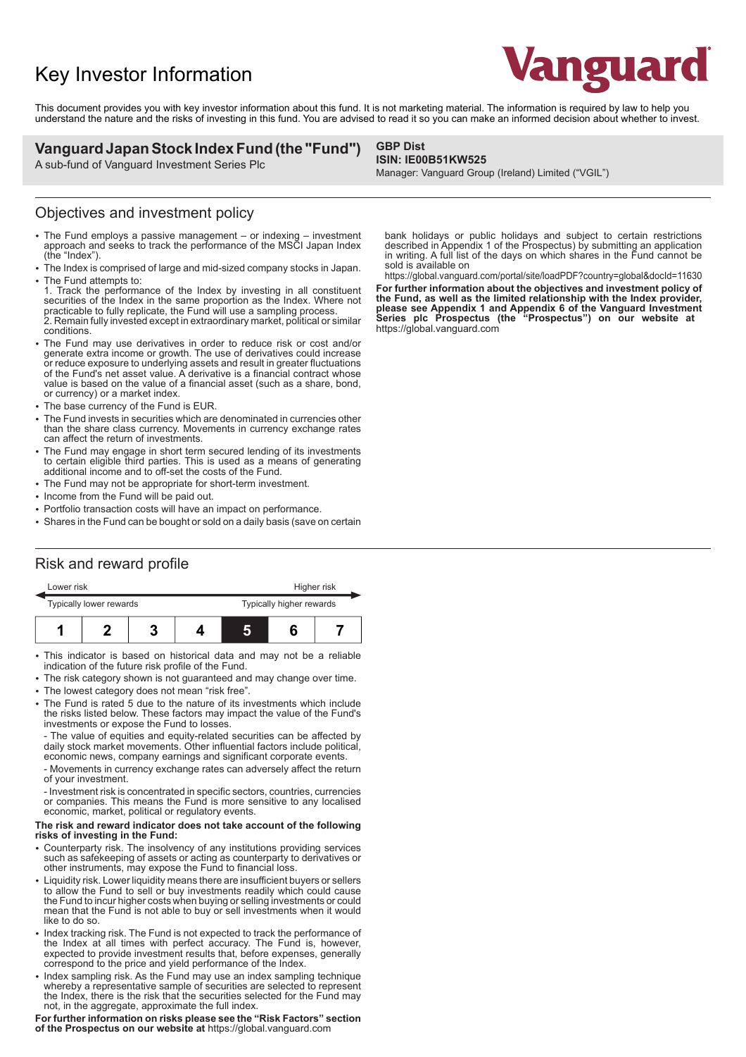# Key Investor Information

Vanguard

This document provides you with key investor information about this fund. It is not marketing material. The information is required by law to help you understand the nature and the risks of investing in this fund. You are advised to read it so you can make an informed decision about whether to invest.

**Vanguard Japan Stock Index Fund (the "Fund")**
A sub-fund of Vanguard Investment Series Plc

**GBP Dist**
**ISIN: IE00B51KW525**
Manager: Vanguard Group (Ireland) Limited ("VGIL")

## Objectives and investment policy

- The Fund employs a passive management – or indexing – investment approach and seeks to track the performance of the MSCI Japan Index (the "Index").
- The Index is comprised of large and mid-sized company stocks in Japan.
- The Fund attempts to:
  1. Track the performance of the Index by investing in all constituent securities of the Index in the same proportion as the Index. Where not practicable to fully replicate, the Fund will use a sampling process.
  2. Remain fully invested except in extraordinary market, political or similar conditions.
- The Fund may use derivatives in order to reduce risk or cost and/or generate extra income or growth. The use of derivatives could increase or reduce exposure to underlying assets and result in greater fluctuations of the Fund's net asset value. A derivative is a financial contract whose value is based on the value of a financial asset (such as a share, bond, or currency) or a market index.
- The base currency of the Fund is EUR.
- The Fund invests in securities which are denominated in currencies other than the share class currency. Movements in currency exchange rates can affect the return of investments.
- The Fund may engage in short term secured lending of its investments to certain eligible third parties. This is used as a means of generating additional income and to off-set the costs of the Fund.
- The Fund may not be appropriate for short-term investment.
- Income from the Fund will be paid out.
- Portfolio transaction costs will have an impact on performance.
- Shares in the Fund can be bought or sold on a daily basis (save on certain bank holidays or public holidays and subject to certain restrictions described in Appendix 1 of the Prospectus) by submitting an application in writing. A full list of the days on which shares in the Fund cannot be sold is available on https://global.vanguard.com/portal/site/loadPDF?country=global&docId=11630

**For further information about the objectives and investment policy of the Fund, as well as the limited relationship with the Index provider, please see Appendix 1 and Appendix 6 of the Vanguard Investment Series plc Prospectus (the "Prospectus") on our website at** https://global.vanguard.com

## Risk and reward profile

| Lower risk | | | | | | Higher risk |
|---|---|---|---|---|---|---|
| Typically lower rewards | | | | | | Typically higher rewards |
| 1 | 2 | 3 | 4 | **5** | 6 | 7 |

- This indicator is based on historical data and may not be a reliable indication of the future risk profile of the Fund.
- The risk category shown is not guaranteed and may change over time.
- The lowest category does not mean "risk free".
- The Fund is rated 5 due to the nature of its investments which include the risks listed below. These factors may impact the value of the Fund's investments or expose the Fund to losses.
  - The value of equities and equity-related securities can be affected by daily stock market movements. Other influential factors include political, economic news, company earnings and significant corporate events.
  - Movements in currency exchange rates can adversely affect the return of your investment.
  - Investment risk is concentrated in specific sectors, countries, currencies or companies. This means the Fund is more sensitive to any localised economic, market, political or regulatory events.

**The risk and reward indicator does not take account of the following risks of investing in the Fund:**

- Counterparty risk. The insolvency of any institutions providing services such as safekeeping of assets or acting as counterparty to derivatives or other instruments, may expose the Fund to financial loss.
- Liquidity risk. Lower liquidity means there are insufficient buyers or sellers to allow the Fund to sell or buy investments readily which could cause the Fund to incur higher costs when buying or selling investments or could mean that the Fund is not able to buy or sell investments when it would like to do so.
- Index tracking risk. The Fund is not expected to track the performance of the Index at all times with perfect accuracy. The Fund is, however, expected to provide investment results that, before expenses, generally correspond to the price and yield performance of the Index.
- Index sampling risk. As the Fund may use an index sampling technique whereby a representative sample of securities are selected to represent the Index, there is the risk that the securities selected for the Fund may not, in the aggregate, approximate the full index.

**For further information on risks please see the "Risk Factors" section of the Prospectus on our website at** https://global.vanguard.com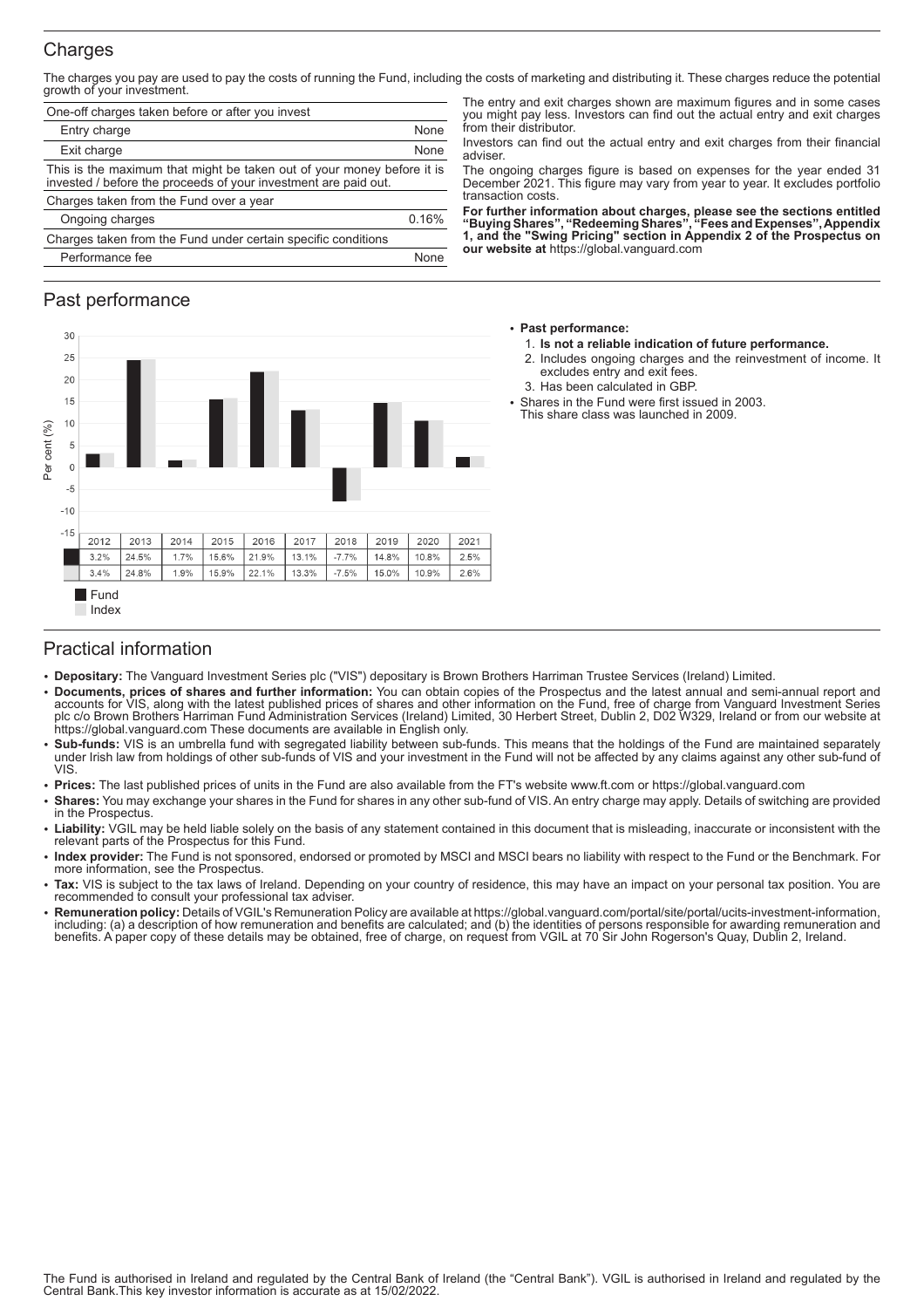## Charges

The charges you pay are used to pay the costs of running the Fund, including the costs of marketing and distributing it. These charges reduce the potential growth of your investment.

| | |
|---|---|
| One-off charges taken before or after you invest | |
| Entry charge | None |
| Exit charge | None |
| This is the maximum that might be taken out of your money before it is invested / before the proceeds of your investment are paid out. | |
| Charges taken from the Fund over a year | |
| Ongoing charges | 0.16% |
| Charges taken from the Fund under certain specific conditions | |
| Performance fee | None |

The entry and exit charges shown are maximum figures and in some cases you might pay less. Investors can find out the actual entry and exit charges from their distributor.

Investors can find out the actual entry and exit charges from their financial adviser.

The ongoing charges figure is based on expenses for the year ended 31 December 2021. This figure may vary from year to year. It excludes portfolio transaction costs.

**For further information about charges, please see the sections entitled "Buying Shares", "Redeeming Shares", "Fees and Expenses", Appendix 1, and the "Swing Pricing" section in Appendix 2 of the Prospectus on our website at** https://global.vanguard.com

## Past performance

Per cent (%)

30
25
20
15
10
5
0
-5
-10
-15

2012 2013 2014 2015 2016 2017 2018 2019 2020 2021

Fund: 3.2% 24.5% 1.7% 15.6% 21.9% 13.1% -7.7% 14.8% 10.8% 2.5%

Index: 3.4% 24.8% 1.9% 15.9% 22.1% 13.3% -7.5% 15.0% 10.9% 2.6%

Fund
Index

- **Past performance:**
  1. **Is not a reliable indication of future performance.**
  2. Includes ongoing charges and the reinvestment of income. It excludes entry and exit fees.
  3. Has been calculated in GBP.
- Shares in the Fund were first issued in 2003.
  This share class was launched in 2009.

## Practical information

- **Depositary:** The Vanguard Investment Series plc ("VIS") depositary is Brown Brothers Harriman Trustee Services (Ireland) Limited.
- **Documents, prices of shares and further information:** You can obtain copies of the Prospectus and the latest annual and semi-annual report and accounts for VIS, along with the latest published prices of shares and other information on the Fund, free of charge from Vanguard Investment Series plc c/o Brown Brothers Harriman Fund Administration Services (Ireland) Limited, 30 Herbert Street, Dublin 2, D02 W329, Ireland or from our website at https://global.vanguard.com These documents are available in English only.
- **Sub-funds:** VIS is an umbrella fund with segregated liability between sub-funds. This means that the holdings of the Fund are maintained separately under Irish law from holdings of other sub-funds of VIS and your investment in the Fund will not be affected by any claims against any other sub-fund of VIS.
- **Prices:** The last published prices of units in the Fund are also available from the FT's website www.ft.com or https://global.vanguard.com
- **Shares:** You may exchange your shares in the Fund for shares in any other sub-fund of VIS. An entry charge may apply. Details of switching are provided in the Prospectus.
- **Liability:** VGIL may be held liable solely on the basis of any statement contained in this document that is misleading, inaccurate or inconsistent with the relevant parts of the Prospectus for this Fund.
- **Index provider:** The Fund is not sponsored, endorsed or promoted by MSCI and MSCI bears no liability with respect to the Fund or the Benchmark. For more information, see the Prospectus.
- **Tax:** VIS is subject to the tax laws of Ireland. Depending on your country of residence, this may have an impact on your personal tax position. You are recommended to consult your professional tax adviser.
- **Remuneration policy:** Details of VGIL's Remuneration Policy are available at https://global.vanguard.com/portal/site/portal/ucits-investment-information, including: (a) a description of how remuneration and benefits are calculated; and (b) the identities of persons responsible for awarding remuneration and benefits. A paper copy of these details may be obtained, free of charge, on request from VGIL at 70 Sir John Rogerson's Quay, Dublin 2, Ireland.

The Fund is authorised in Ireland and regulated by the Central Bank of Ireland (the "Central Bank"). VGIL is authorised in Ireland and regulated by the Central Bank.This key investor information is accurate as at 15/02/2022.